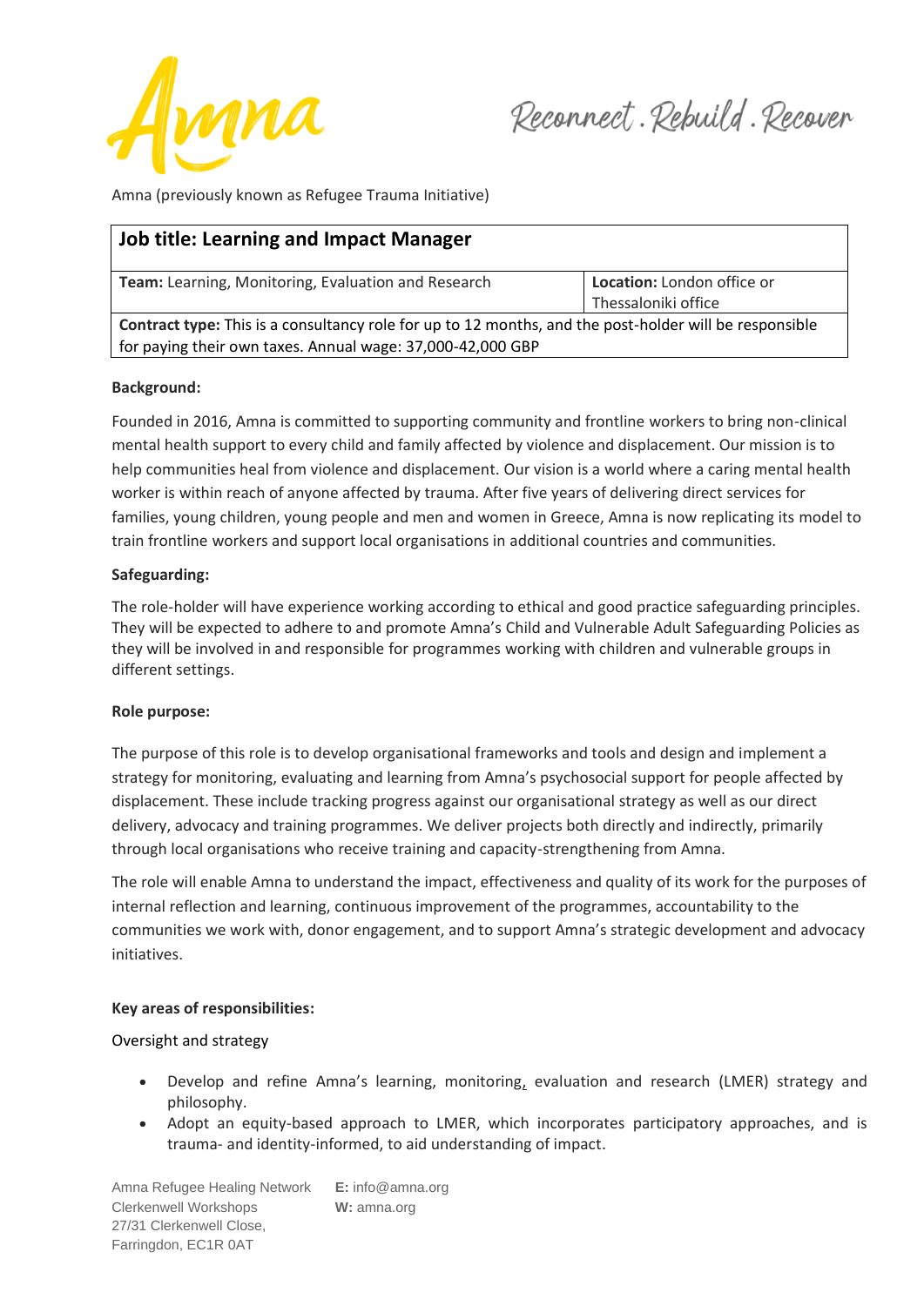Amna (previously known as Refugee Trauma Initiative)

| **Job title: Learning and Impact Manager** | |
|---|---|
| **Team:** Learning, Monitoring, Evaluation and Research | **Location:** London office or Thessaloniki office |
| **Contract type:** This is a consultancy role for up to 12 months, and the post-holder will be responsible for paying their own taxes. Annual wage: 37,000-42,000 GBP | |

**Background:**

Founded in 2016, Amna is committed to supporting community and frontline workers to bring non-clinical mental health support to every child and family affected by violence and displacement. Our mission is to help communities heal from violence and displacement. Our vision is a world where a caring mental health worker is within reach of anyone affected by trauma. After five years of delivering direct services for families, young children, young people and men and women in Greece, Amna is now replicating its model to train frontline workers and support local organisations in additional countries and communities.

**Safeguarding:**

The role-holder will have experience working according to ethical and good practice safeguarding principles. They will be expected to adhere to and promote Amna's Child and Vulnerable Adult Safeguarding Policies as they will be involved in and responsible for programmes working with children and vulnerable groups in different settings.

**Role purpose:**

The purpose of this role is to develop organisational frameworks and tools and design and implement a strategy for monitoring, evaluating and learning from Amna's psychosocial support for people affected by displacement. These include tracking progress against our organisational strategy as well as our direct delivery, advocacy and training programmes. We deliver projects both directly and indirectly, primarily through local organisations who receive training and capacity-strengthening from Amna.

The role will enable Amna to understand the impact, effectiveness and quality of its work for the purposes of internal reflection and learning, continuous improvement of the programmes, accountability to the communities we work with, donor engagement, and to support Amna's strategic development and advocacy initiatives.

**Key areas of responsibilities:**

Oversight and strategy

- Develop and refine Amna's learning, monitoring, evaluation and research (LMER) strategy and philosophy.
- Adopt an equity-based approach to LMER, which incorporates participatory approaches, and is trauma- and identity-informed, to aid understanding of impact.

Amna Refugee Healing Network
Clerkenwell Workshops
27/31 Clerkenwell Close,
Farringdon, EC1R 0AT

**E:** info@amna.org
**W:** amna.org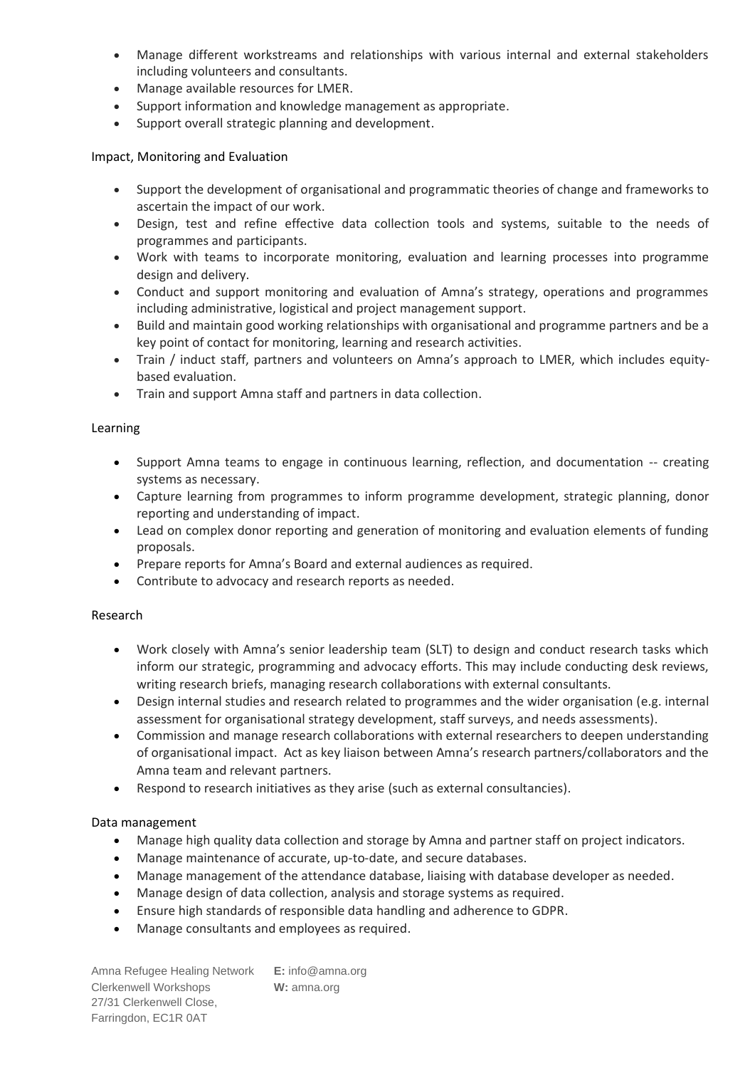- Manage different workstreams and relationships with various internal and external stakeholders including volunteers and consultants.
- Manage available resources for LMER.
- Support information and knowledge management as appropriate.
- Support overall strategic planning and development.

Impact, Monitoring and Evaluation

- Support the development of organisational and programmatic theories of change and frameworks to ascertain the impact of our work.
- Design, test and refine effective data collection tools and systems, suitable to the needs of programmes and participants.
- Work with teams to incorporate monitoring, evaluation and learning processes into programme design and delivery.
- Conduct and support monitoring and evaluation of Amna's strategy, operations and programmes including administrative, logistical and project management support.
- Build and maintain good working relationships with organisational and programme partners and be a key point of contact for monitoring, learning and research activities.
- Train / induct staff, partners and volunteers on Amna's approach to LMER, which includes equity-based evaluation.
- Train and support Amna staff and partners in data collection.

Learning

- Support Amna teams to engage in continuous learning, reflection, and documentation -- creating systems as necessary.
- Capture learning from programmes to inform programme development, strategic planning, donor reporting and understanding of impact.
- Lead on complex donor reporting and generation of monitoring and evaluation elements of funding proposals.
- Prepare reports for Amna's Board and external audiences as required.
- Contribute to advocacy and research reports as needed.

Research

- Work closely with Amna's senior leadership team (SLT) to design and conduct research tasks which inform our strategic, programming and advocacy efforts. This may include conducting desk reviews, writing research briefs, managing research collaborations with external consultants.
- Design internal studies and research related to programmes and the wider organisation (e.g. internal assessment for organisational strategy development, staff surveys, and needs assessments).
- Commission and manage research collaborations with external researchers to deepen understanding of organisational impact. Act as key liaison between Amna's research partners/collaborators and the Amna team and relevant partners.
- Respond to research initiatives as they arise (such as external consultancies).

Data management

- Manage high quality data collection and storage by Amna and partner staff on project indicators.
- Manage maintenance of accurate, up-to-date, and secure databases.
- Manage management of the attendance database, liaising with database developer as needed.
- Manage design of data collection, analysis and storage systems as required.
- Ensure high standards of responsible data handling and adherence to GDPR.
- Manage consultants and employees as required.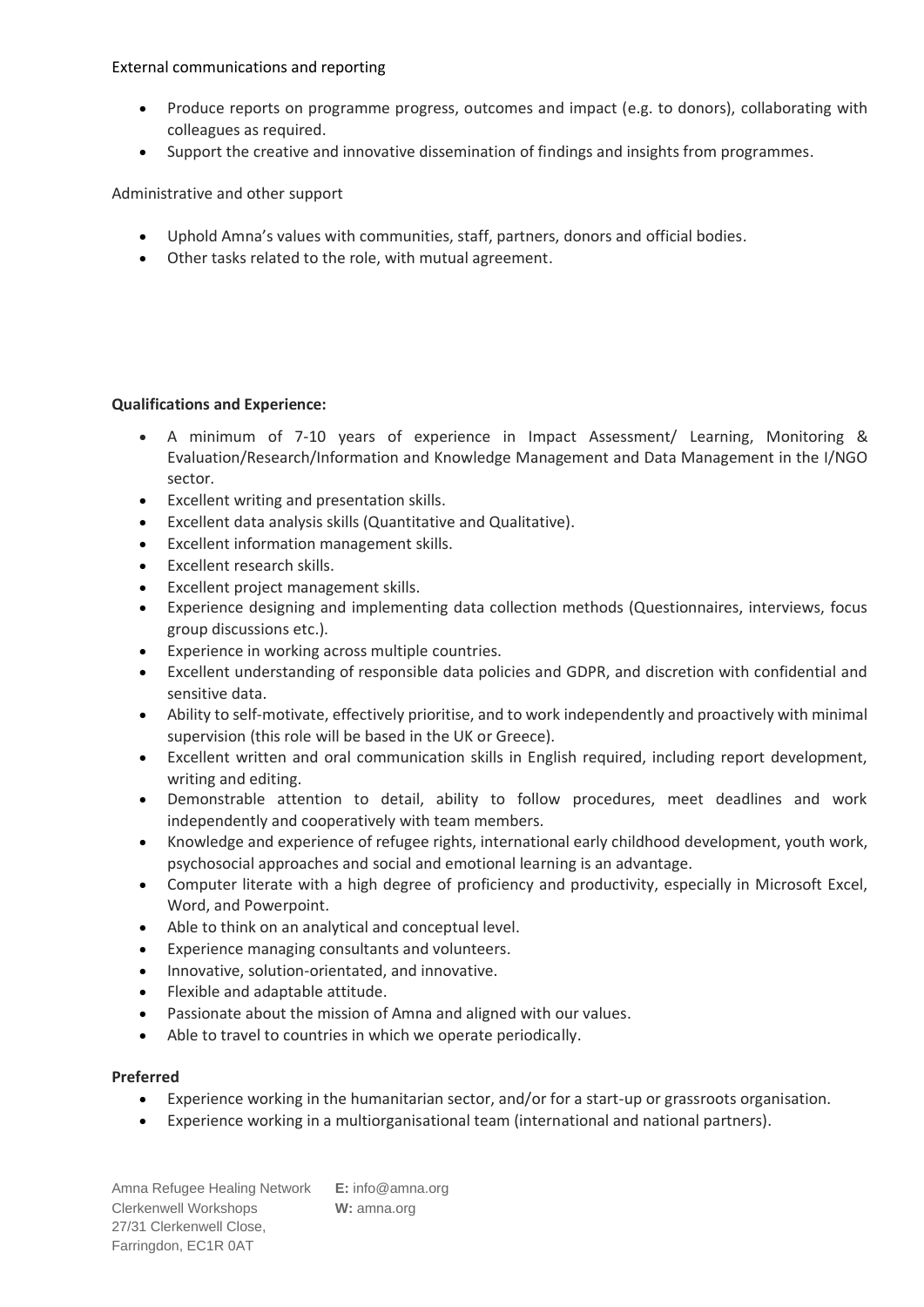External communications and reporting

- Produce reports on programme progress, outcomes and impact (e.g. to donors), collaborating with colleagues as required.
- Support the creative and innovative dissemination of findings and insights from programmes.

Administrative and other support

- Uphold Amna's values with communities, staff, partners, donors and official bodies.
- Other tasks related to the role, with mutual agreement.

**Qualifications and Experience:**

- A minimum of 7-10 years of experience in Impact Assessment/ Learning, Monitoring & Evaluation/Research/Information and Knowledge Management and Data Management in the I/NGO sector.
- Excellent writing and presentation skills.
- Excellent data analysis skills (Quantitative and Qualitative).
- Excellent information management skills.
- Excellent research skills.
- Excellent project management skills.
- Experience designing and implementing data collection methods (Questionnaires, interviews, focus group discussions etc.).
- Experience in working across multiple countries.
- Excellent understanding of responsible data policies and GDPR, and discretion with confidential and sensitive data.
- Ability to self-motivate, effectively prioritise, and to work independently and proactively with minimal supervision (this role will be based in the UK or Greece).
- Excellent written and oral communication skills in English required, including report development, writing and editing.
- Demonstrable attention to detail, ability to follow procedures, meet deadlines and work independently and cooperatively with team members.
- Knowledge and experience of refugee rights, international early childhood development, youth work, psychosocial approaches and social and emotional learning is an advantage.
- Computer literate with a high degree of proficiency and productivity, especially in Microsoft Excel, Word, and Powerpoint.
- Able to think on an analytical and conceptual level.
- Experience managing consultants and volunteers.
- Innovative, solution-orientated, and innovative.
- Flexible and adaptable attitude.
- Passionate about the mission of Amna and aligned with our values.
- Able to travel to countries in which we operate periodically.

**Preferred**

- Experience working in the humanitarian sector, and/or for a start-up or grassroots organisation.
- Experience working in a multiorganisational team (international and national partners).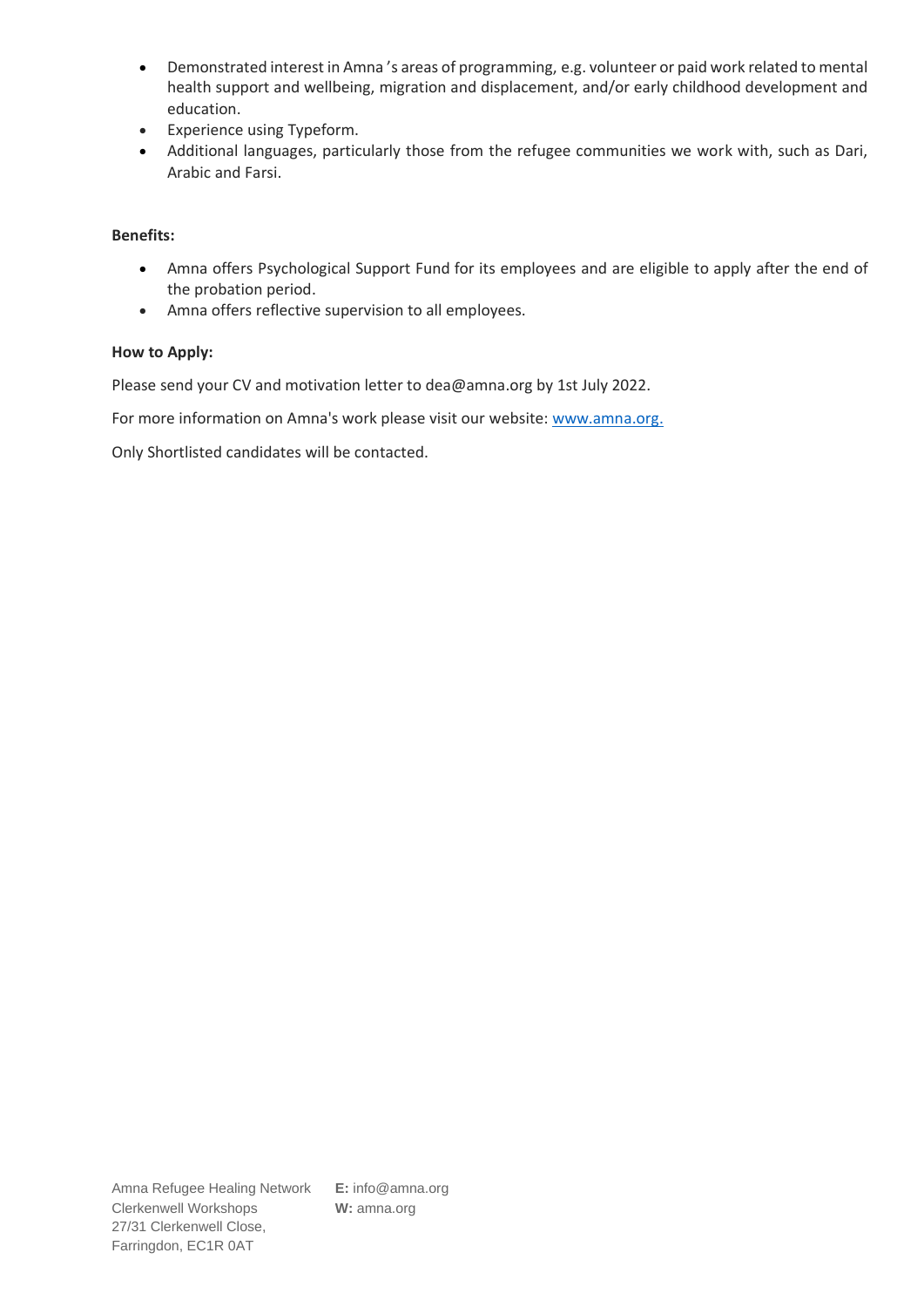- Demonstrated interest in Amna 's areas of programming, e.g. volunteer or paid work related to mental health support and wellbeing, migration and displacement, and/or early childhood development and education.
- Experience using Typeform.
- Additional languages, particularly those from the refugee communities we work with, such as Dari, Arabic and Farsi.

**Benefits:**

- Amna offers Psychological Support Fund for its employees and are eligible to apply after the end of the probation period.
- Amna offers reflective supervision to all employees.

**How to Apply:**

Please send your CV and motivation letter to dea@amna.org by 1st July 2022.

For more information on Amna's work please visit our website: [www.amna.org.](http://www.amna.org)

Only Shortlisted candidates will be contacted.

Amna Refugee Healing Network
Clerkenwell Workshops
27/31 Clerkenwell Close,
Farringdon, EC1R 0AT

**E:** info@amna.org
**W:** amna.org